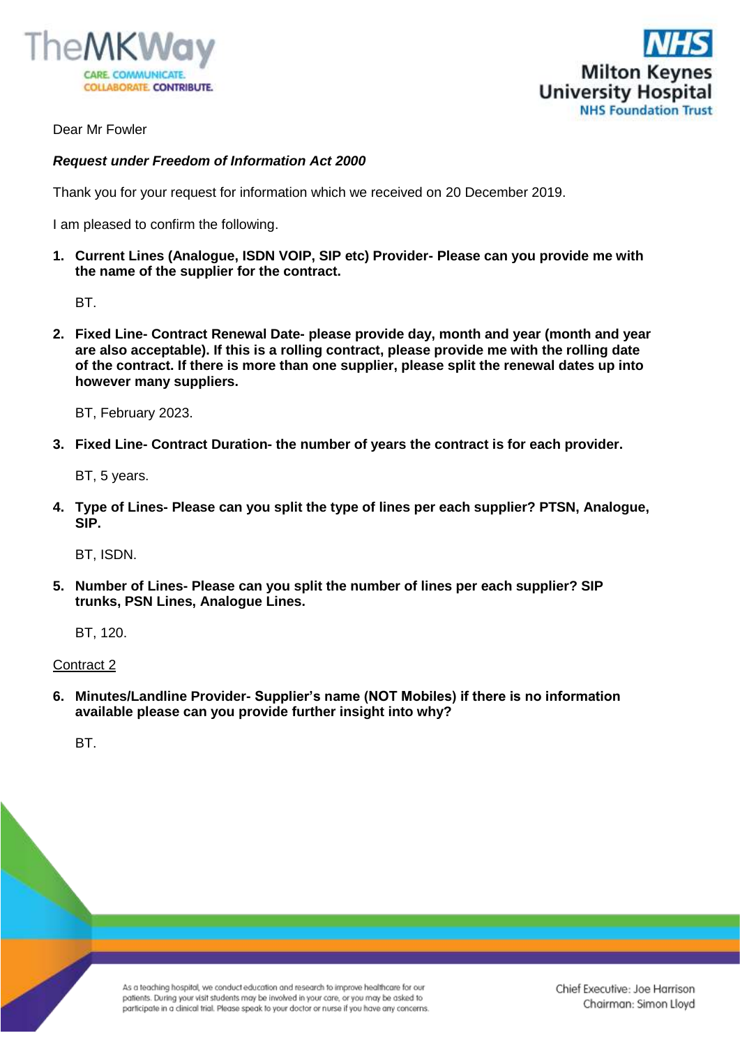Dear Mr Fowler

***Request under Freedom of Information Act 2000***

Thank you for your request for information which we received on 20 December 2019.

I am pleased to confirm the following.

1. **Current Lines (Analogue, ISDN VOIP, SIP etc) Provider- Please can you provide me with the name of the supplier for the contract.**

   BT.

2. **Fixed Line- Contract Renewal Date- please provide day, month and year (month and year are also acceptable). If this is a rolling contract, please provide me with the rolling date of the contract. If there is more than one supplier, please split the renewal dates up into however many suppliers.**

   BT, February 2023.

3. **Fixed Line- Contract Duration- the number of years the contract is for each provider.**

   BT, 5 years.

4. **Type of Lines- Please can you split the type of lines per each supplier? PTSN, Analogue, SIP.**

   BT, ISDN.

5. **Number of Lines- Please can you split the number of lines per each supplier? SIP trunks, PSN Lines, Analogue Lines.**

   BT, 120.

<u>Contract 2</u>

6. **Minutes/Landline Provider- Supplier's name (NOT Mobiles) if there is no information available please can you provide further insight into why?**

   BT.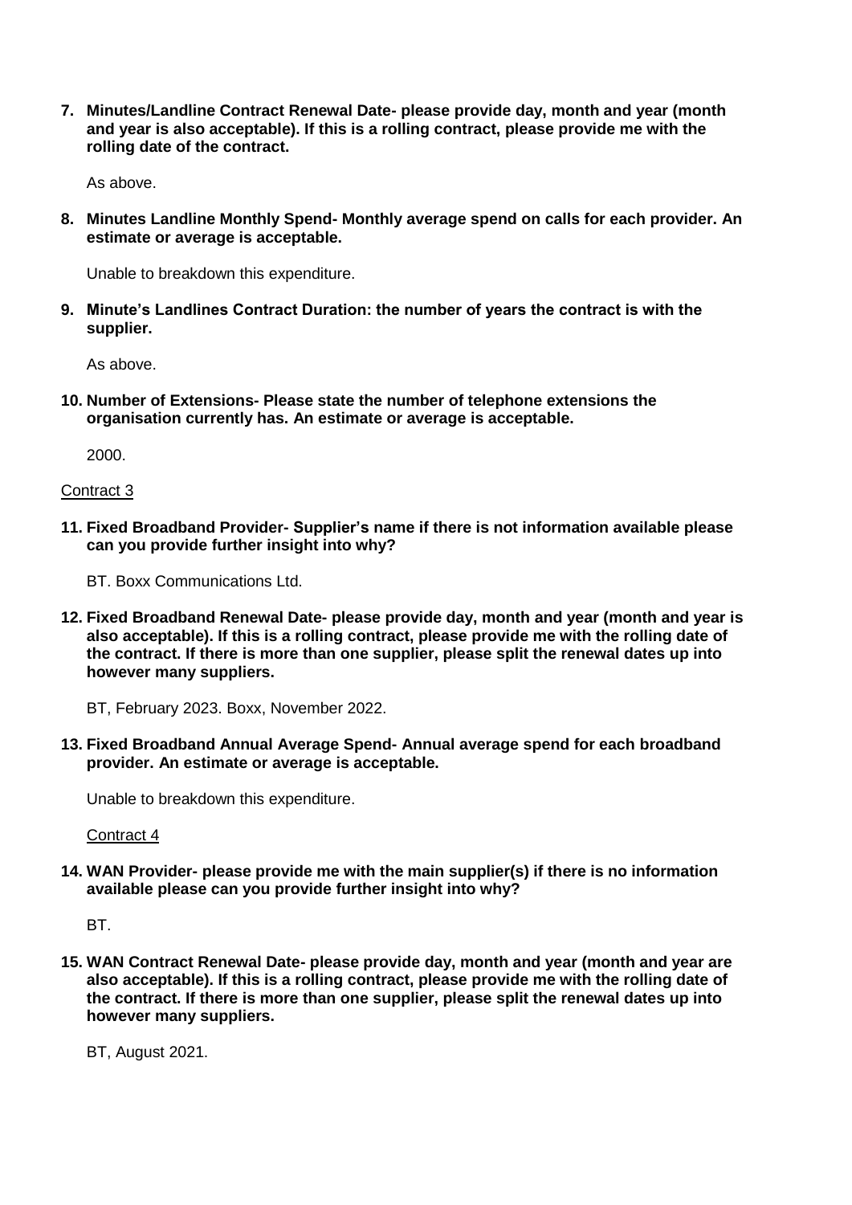7. **Minutes/Landline Contract Renewal Date- please provide day, month and year (month and year is also acceptable). If this is a rolling contract, please provide me with the rolling date of the contract.**

   As above.

8. **Minutes Landline Monthly Spend- Monthly average spend on calls for each provider. An estimate or average is acceptable.**

   Unable to breakdown this expenditure.

9. **Minute's Landlines Contract Duration: the number of years the contract is with the supplier.**

   As above.

10. **Number of Extensions- Please state the number of telephone extensions the organisation currently has. An estimate or average is acceptable.**

    2000.

Contract 3

11. **Fixed Broadband Provider- Supplier's name if there is not information available please can you provide further insight into why?**

    BT. Boxx Communications Ltd.

12. **Fixed Broadband Renewal Date- please provide day, month and year (month and year is also acceptable). If this is a rolling contract, please provide me with the rolling date of the contract. If there is more than one supplier, please split the renewal dates up into however many suppliers.**

    BT, February 2023. Boxx, November 2022.

13. **Fixed Broadband Annual Average Spend- Annual average spend for each broadband provider. An estimate or average is acceptable.**

    Unable to breakdown this expenditure.

    Contract 4

14. **WAN Provider- please provide me with the main supplier(s) if there is no information available please can you provide further insight into why?**

    BT.

15. **WAN Contract Renewal Date- please provide day, month and year (month and year are also acceptable). If this is a rolling contract, please provide me with the rolling date of the contract. If there is more than one supplier, please split the renewal dates up into however many suppliers.**

    BT, August 2021.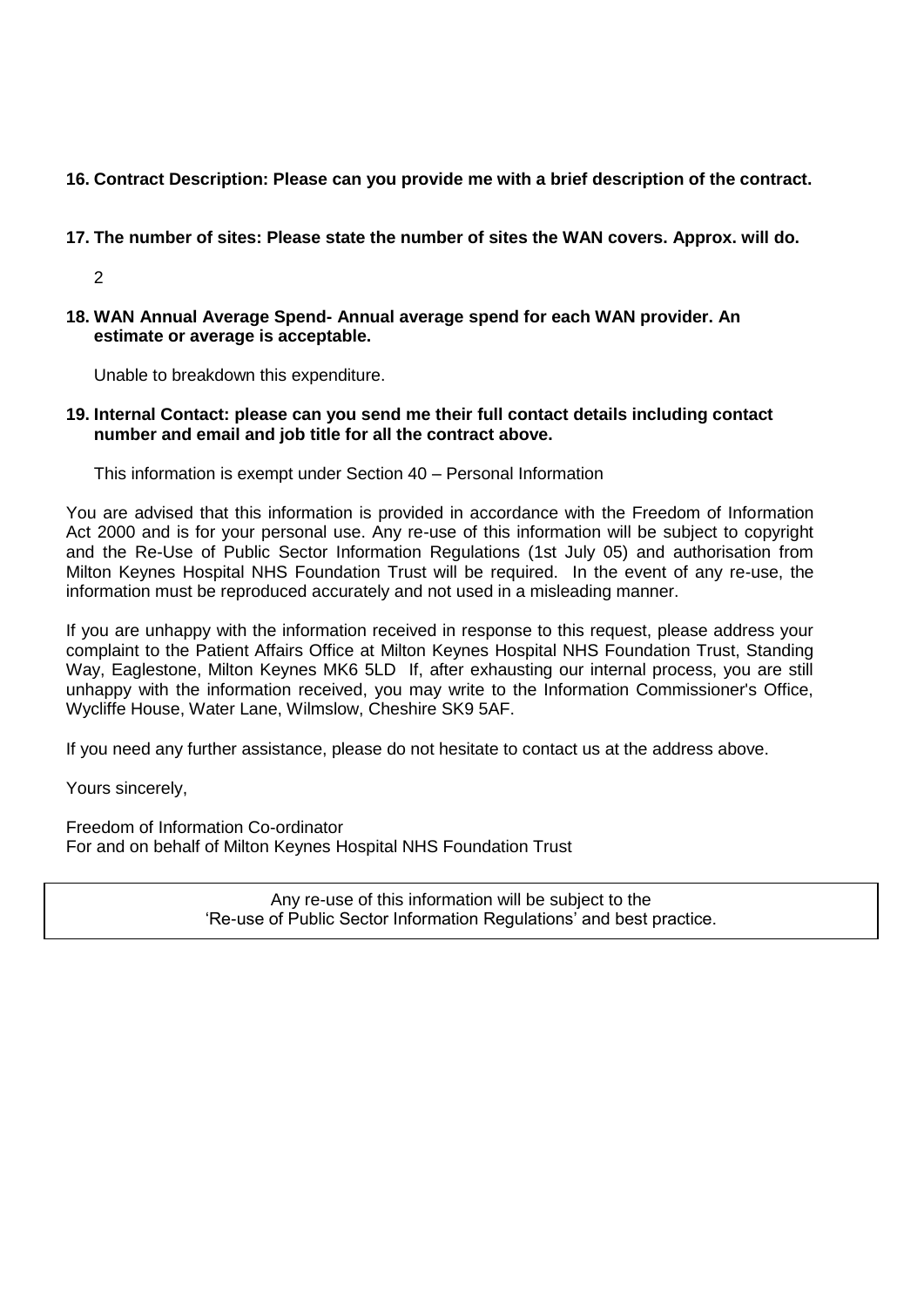**16. Contract Description: Please can you provide me with a brief description of the contract.**

**17. The number of sites: Please state the number of sites the WAN covers. Approx. will do.**

2

**18. WAN Annual Average Spend- Annual average spend for each WAN provider. An estimate or average is acceptable.**

Unable to breakdown this expenditure.

**19. Internal Contact: please can you send me their full contact details including contact number and email and job title for all the contract above.**

This information is exempt under Section 40 – Personal Information

You are advised that this information is provided in accordance with the Freedom of Information Act 2000 and is for your personal use. Any re-use of this information will be subject to copyright and the Re-Use of Public Sector Information Regulations (1st July 05) and authorisation from Milton Keynes Hospital NHS Foundation Trust will be required. In the event of any re-use, the information must be reproduced accurately and not used in a misleading manner.

If you are unhappy with the information received in response to this request, please address your complaint to the Patient Affairs Office at Milton Keynes Hospital NHS Foundation Trust, Standing Way, Eaglestone, Milton Keynes MK6 5LD If, after exhausting our internal process, you are still unhappy with the information received, you may write to the Information Commissioner's Office, Wycliffe House, Water Lane, Wilmslow, Cheshire SK9 5AF.

If you need any further assistance, please do not hesitate to contact us at the address above.

Yours sincerely,

Freedom of Information Co-ordinator
For and on behalf of Milton Keynes Hospital NHS Foundation Trust

Any re-use of this information will be subject to the 'Re-use of Public Sector Information Regulations' and best practice.